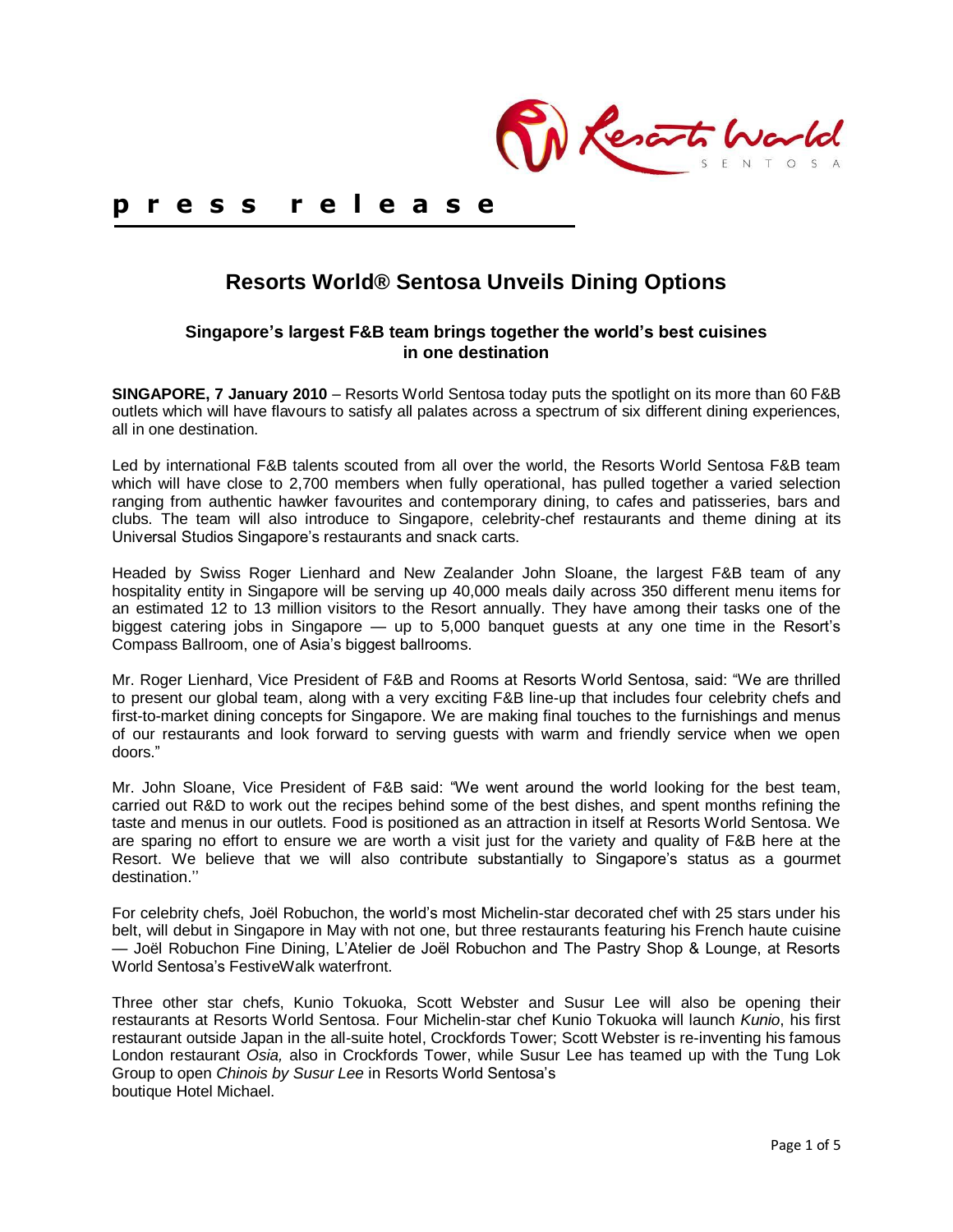**press release**

# Resorts World® Sentosa Unveils Dining Options

### Singapore's largest F&B team brings together the world's best cuisines in one destination

**SINGAPORE, 7 January 2010** – Resorts World Sentosa today puts the spotlight on its more than 60 F&B outlets which will have flavours to satisfy all palates across a spectrum of six different dining experiences, all in one destination.

Led by international F&B talents scouted from all over the world, the Resorts World Sentosa F&B team which will have close to 2,700 members when fully operational, has pulled together a varied selection ranging from authentic hawker favourites and contemporary dining, to cafes and patisseries, bars and clubs. The team will also introduce to Singapore, celebrity-chef restaurants and theme dining at its Universal Studios Singapore's restaurants and snack carts.

Headed by Swiss Roger Lienhard and New Zealander John Sloane, the largest F&B team of any hospitality entity in Singapore will be serving up 40,000 meals daily across 350 different menu items for an estimated 12 to 13 million visitors to the Resort annually. They have among their tasks one of the biggest catering jobs in Singapore — up to 5,000 banquet guests at any one time in the Resort's Compass Ballroom, one of Asia's biggest ballrooms.

Mr. Roger Lienhard, Vice President of F&B and Rooms at Resorts World Sentosa, said: "We are thrilled to present our global team, along with a very exciting F&B line-up that includes four celebrity chefs and first-to-market dining concepts for Singapore. We are making final touches to the furnishings and menus of our restaurants and look forward to serving guests with warm and friendly service when we open doors."

Mr. John Sloane, Vice President of F&B said: "We went around the world looking for the best team, carried out R&D to work out the recipes behind some of the best dishes, and spent months refining the taste and menus in our outlets. Food is positioned as an attraction in itself at Resorts World Sentosa. We are sparing no effort to ensure we are worth a visit just for the variety and quality of F&B here at the Resort. We believe that we will also contribute substantially to Singapore's status as a gourmet destination.''

For celebrity chefs, Joël Robuchon, the world's most Michelin-star decorated chef with 25 stars under his belt, will debut in Singapore in May with not one, but three restaurants featuring his French haute cuisine — Joël Robuchon Fine Dining, L'Atelier de Joël Robuchon and The Pastry Shop & Lounge, at Resorts World Sentosa's FestiveWalk waterfront.

Three other star chefs, Kunio Tokuoka, Scott Webster and Susur Lee will also be opening their restaurants at Resorts World Sentosa. Four Michelin-star chef Kunio Tokuoka will launch *Kunio*, his first restaurant outside Japan in the all-suite hotel, Crockfords Tower; Scott Webster is re-inventing his famous London restaurant *Osia,* also in Crockfords Tower, while Susur Lee has teamed up with the Tung Lok Group to open *Chinois by Susur Lee* in Resorts World Sentosa's boutique Hotel Michael.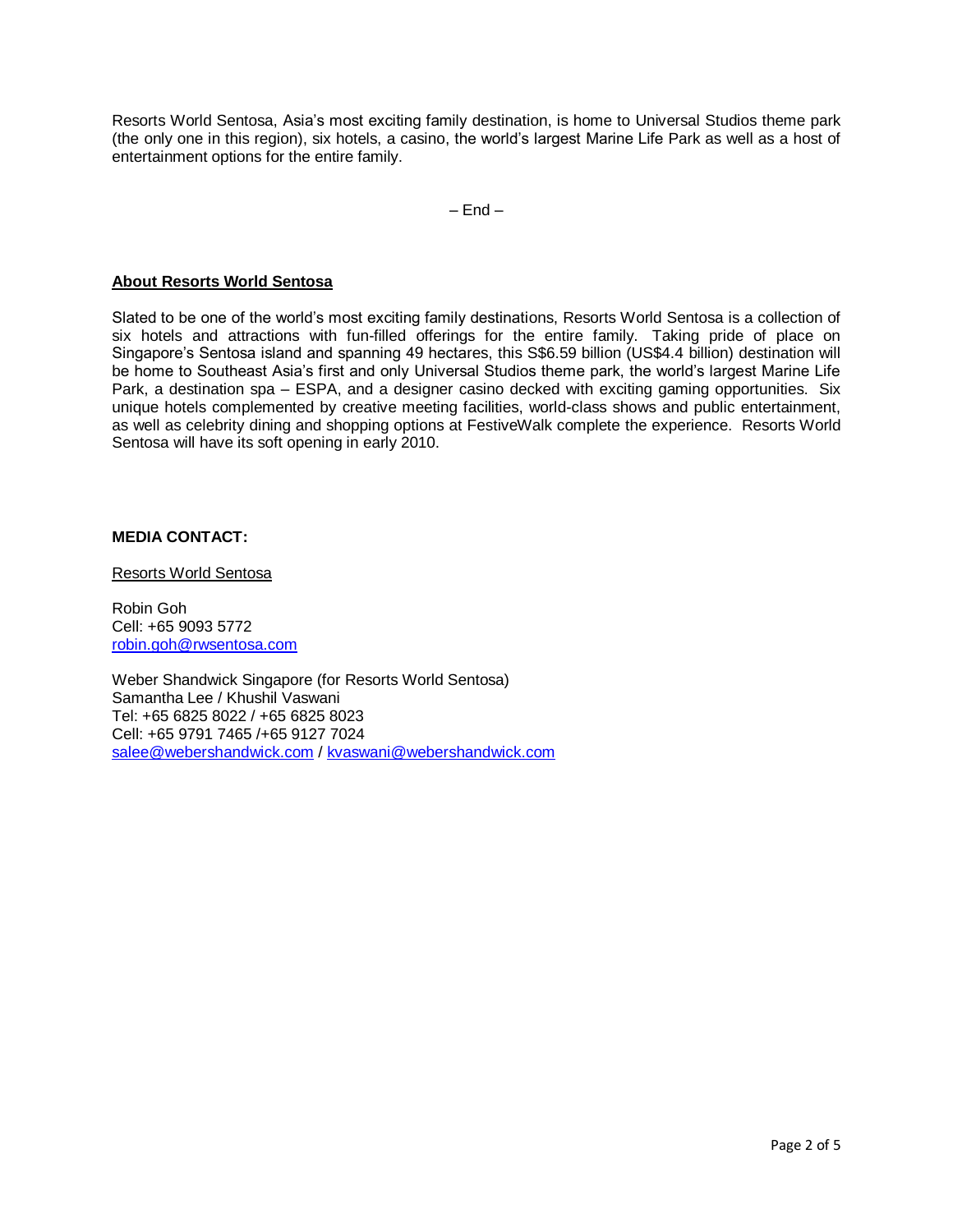Resorts World Sentosa, Asia's most exciting family destination, is home to Universal Studios theme park (the only one in this region), six hotels, a casino, the world's largest Marine Life Park as well as a host of entertainment options for the entire family.

– End –

## About Resorts World Sentosa

Slated to be one of the world's most exciting family destinations, Resorts World Sentosa is a collection of six hotels and attractions with fun-filled offerings for the entire family. Taking pride of place on Singapore's Sentosa island and spanning 49 hectares, this S$6.59 billion (US$4.4 billion) destination will be home to Southeast Asia's first and only Universal Studios theme park, the world's largest Marine Life Park, a destination spa – ESPA, and a designer casino decked with exciting gaming opportunities. Six unique hotels complemented by creative meeting facilities, world-class shows and public entertainment, as well as celebrity dining and shopping options at FestiveWalk complete the experience. Resorts World Sentosa will have its soft opening in early 2010.

**MEDIA CONTACT:**

Resorts World Sentosa

Robin Goh
Cell: +65 9093 5772
robin.goh@rwsentosa.com

Weber Shandwick Singapore (for Resorts World Sentosa)
Samantha Lee / Khushil Vaswani
Tel: +65 6825 8022 / +65 6825 8023
Cell: +65 9791 7465 /+65 9127 7024
salee@webershandwick.com / kvaswani@webershandwick.com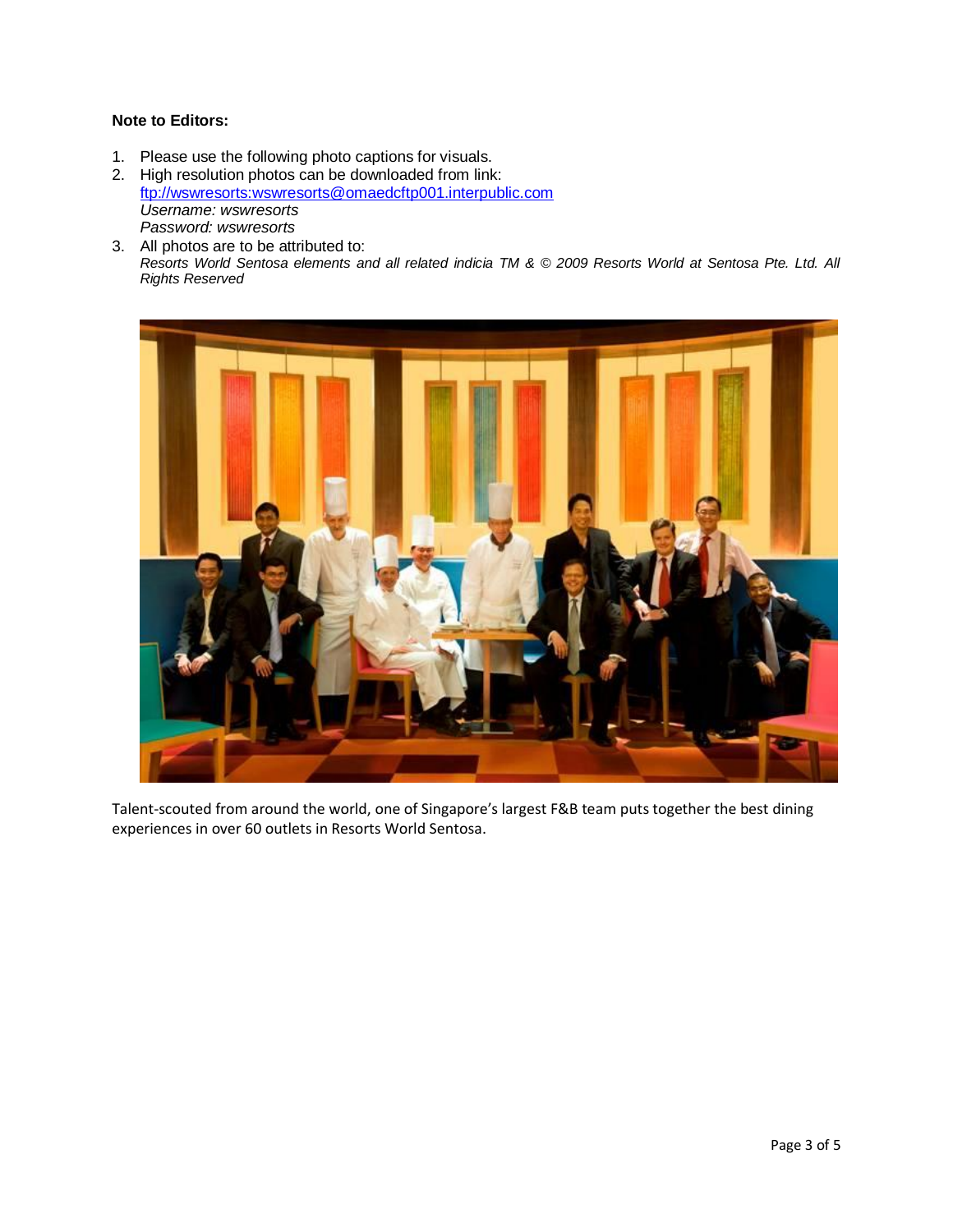**Note to Editors:**

1. Please use the following photo captions for visuals.
2. High resolution photos can be downloaded from link: [ftp://wswresorts:wswresorts@omaedcftp001.interpublic.com](ftp://wswresorts:wswresorts@omaedcftp001.interpublic.com)
   *Username: wswresorts*
   *Password: wswresorts*
3. All photos are to be attributed to:
   *Resorts World Sentosa elements and all related indicia TM & © 2009 Resorts World at Sentosa Pte. Ltd. All Rights Reserved*

Talent-scouted from around the world, one of Singapore's largest F&B team puts together the best dining experiences in over 60 outlets in Resorts World Sentosa.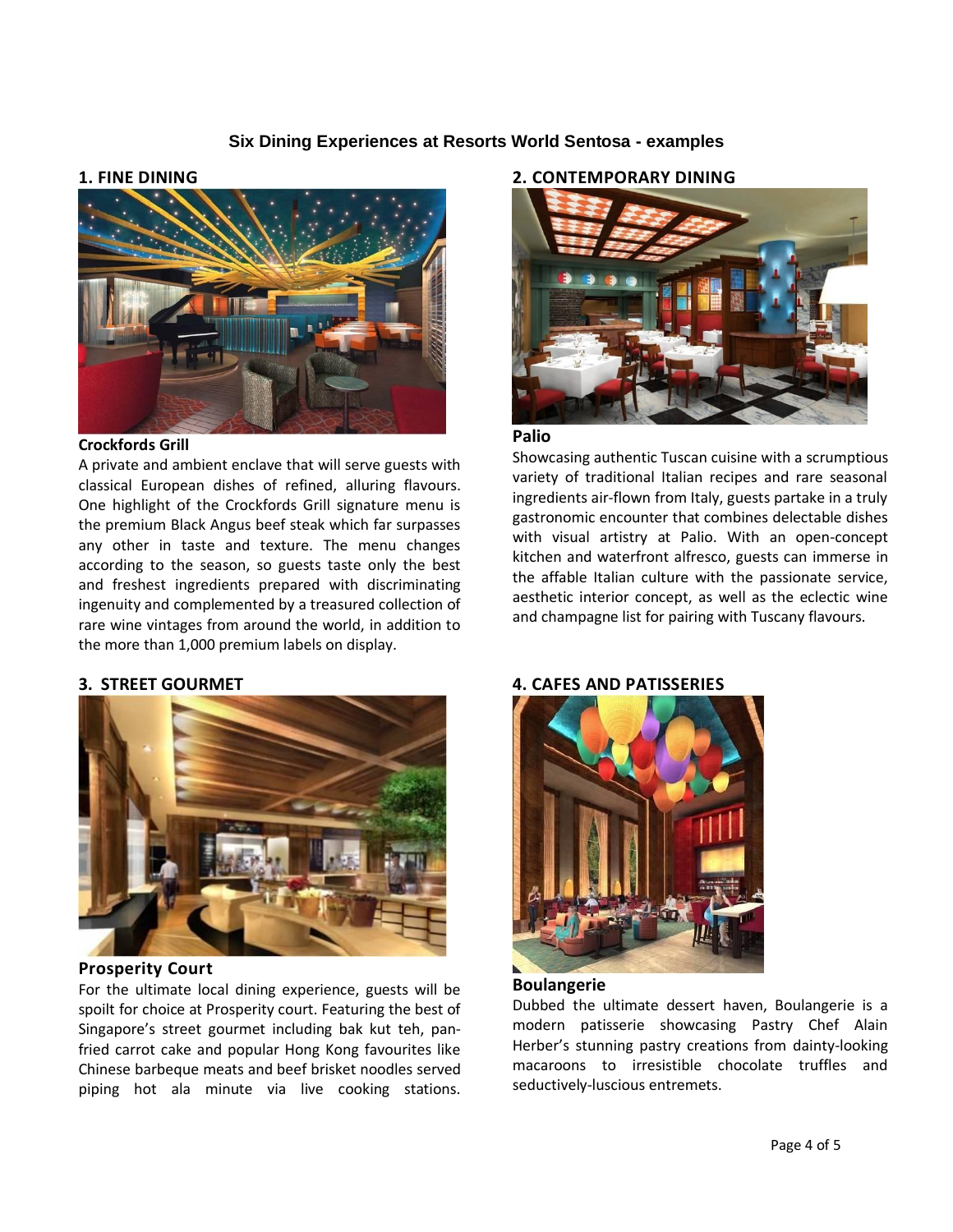# Six Dining Experiences at Resorts World Sentosa - examples

## 1. FINE DINING

**Crockfords Grill**

A private and ambient enclave that will serve guests with classical European dishes of refined, alluring flavours. One highlight of the Crockfords Grill signature menu is the premium Black Angus beef steak which far surpasses any other in taste and texture. The menu changes according to the season, so guests taste only the best and freshest ingredients prepared with discriminating ingenuity and complemented by a treasured collection of rare wine vintages from around the world, in addition to the more than 1,000 premium labels on display.

## 2. CONTEMPORARY DINING

**Palio**

Showcasing authentic Tuscan cuisine with a scrumptious variety of traditional Italian recipes and rare seasonal ingredients air-flown from Italy, guests partake in a truly gastronomic encounter that combines delectable dishes with visual artistry at Palio. With an open-concept kitchen and waterfront alfresco, guests can immerse in the affable Italian culture with the passionate service, aesthetic interior concept, as well as the eclectic wine and champagne list for pairing with Tuscany flavours.

## 3. STREET GOURMET

**Prosperity Court**

For the ultimate local dining experience, guests will be spoilt for choice at Prosperity court. Featuring the best of Singapore's street gourmet including bak kut teh, pan-fried carrot cake and popular Hong Kong favourites like Chinese barbeque meats and beef brisket noodles served piping hot ala minute via live cooking stations.

## 4. CAFES AND PATISSERIES

**Boulangerie**

Dubbed the ultimate dessert haven, Boulangerie is a modern patisserie showcasing Pastry Chef Alain Herber's stunning pastry creations from dainty-looking macaroons to irresistible chocolate truffles and seductively-luscious entremets.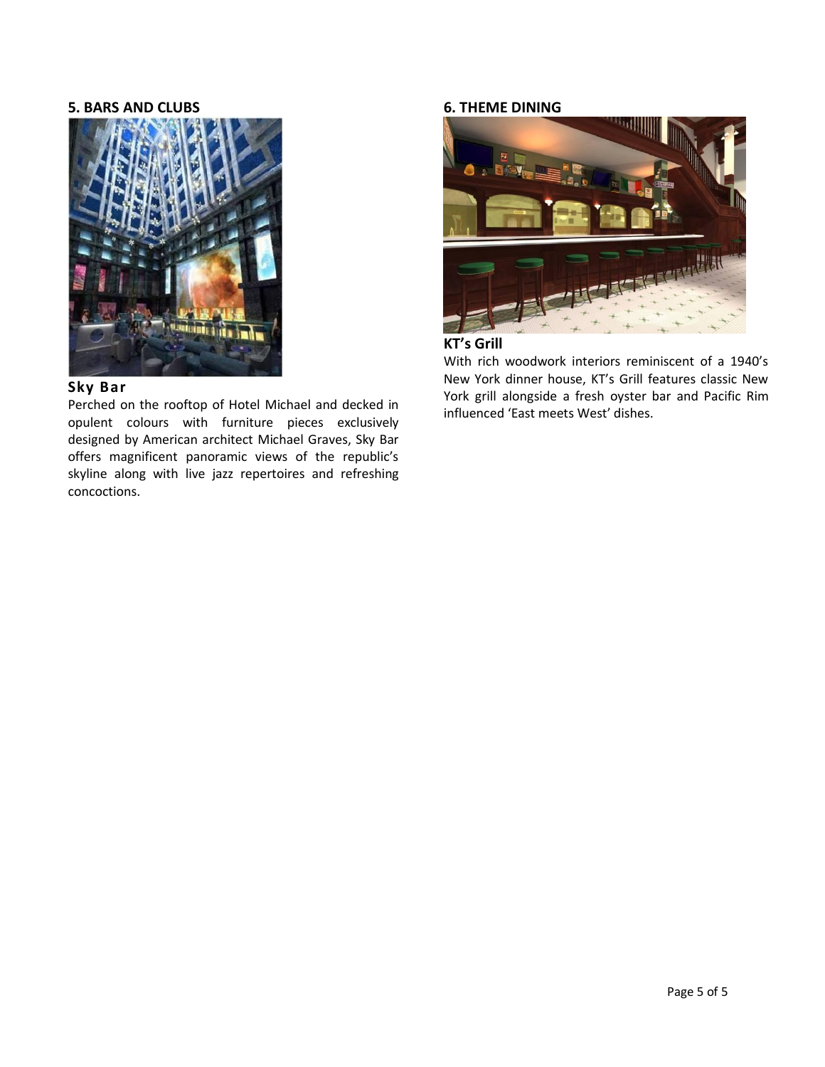## 5. BARS AND CLUBS

### Sky Bar

Perched on the rooftop of Hotel Michael and decked in opulent colours with furniture pieces exclusively designed by American architect Michael Graves, Sky Bar offers magnificent panoramic views of the republic's skyline along with live jazz repertoires and refreshing concoctions.

## 6. THEME DINING

### KT's Grill

With rich woodwork interiors reminiscent of a 1940's New York dinner house, KT's Grill features classic New York grill alongside a fresh oyster bar and Pacific Rim influenced 'East meets West' dishes.